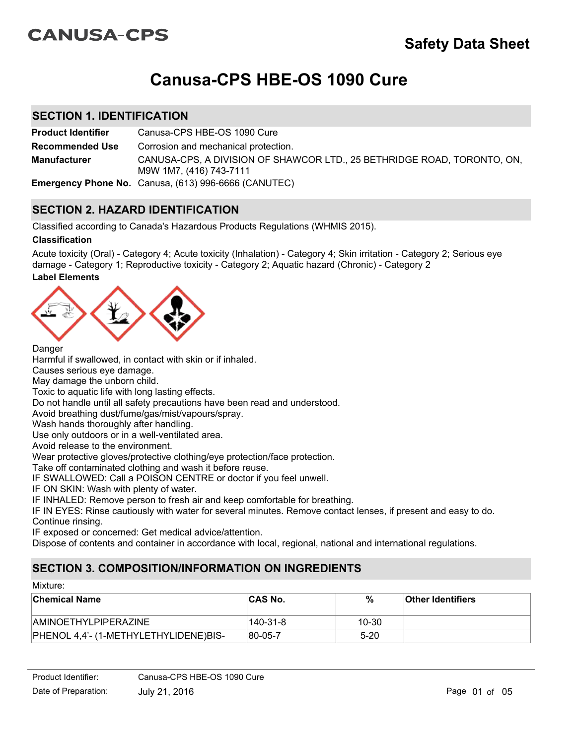CANUSA-CPS

# Safety Data Sheet

# Canusa-CPS HBE-OS 1090 Cure

## SECTION 1. IDENTIFICATION

| | |
|---|---|
| **Product Identifier** | Canusa-CPS HBE-OS 1090 Cure |
| **Recommended Use** | Corrosion and mechanical protection. |
| **Manufacturer** | CANUSA-CPS, A DIVISION OF SHAWCOR LTD., 25 BETHRIDGE ROAD, TORONTO, ON, M9W 1M7, (416) 743-7111 |
| **Emergency Phone No.** | Canusa, (613) 996-6666 (CANUTEC) |

## SECTION 2. HAZARD IDENTIFICATION

Classified according to Canada's Hazardous Products Regulations (WHMIS 2015).

**Classification**

Acute toxicity (Oral) - Category 4; Acute toxicity (Inhalation) - Category 4; Skin irritation - Category 2; Serious eye damage - Category 1; Reproductive toxicity - Category 2; Aquatic hazard (Chronic) - Category 2

**Label Elements**

Danger
Harmful if swallowed, in contact with skin or if inhaled.
Causes serious eye damage.
May damage the unborn child.
Toxic to aquatic life with long lasting effects.
Do not handle until all safety precautions have been read and understood.
Avoid breathing dust/fume/gas/mist/vapours/spray.
Wash hands thoroughly after handling.
Use only outdoors or in a well-ventilated area.
Avoid release to the environment.
Wear protective gloves/protective clothing/eye protection/face protection.
Take off contaminated clothing and wash it before reuse.
IF SWALLOWED: Call a POISON CENTRE or doctor if you feel unwell.
IF ON SKIN: Wash with plenty of water.
IF INHALED: Remove person to fresh air and keep comfortable for breathing.
IF IN EYES: Rinse cautiously with water for several minutes. Remove contact lenses, if present and easy to do. Continue rinsing.
IF exposed or concerned: Get medical advice/attention.
Dispose of contents and container in accordance with local, regional, national and international regulations.

## SECTION 3. COMPOSITION/INFORMATION ON INGREDIENTS

Mixture:

| Chemical Name | CAS No. | % | Other Identifiers |
|---|---|---|---|
| AMINOETHYLPIPERAZINE | 140-31-8 | 10-30 | |
| PHENOL 4,4'- (1-METHYLETHYLIDENE)BIS- | 80-05-7 | 5-20 | |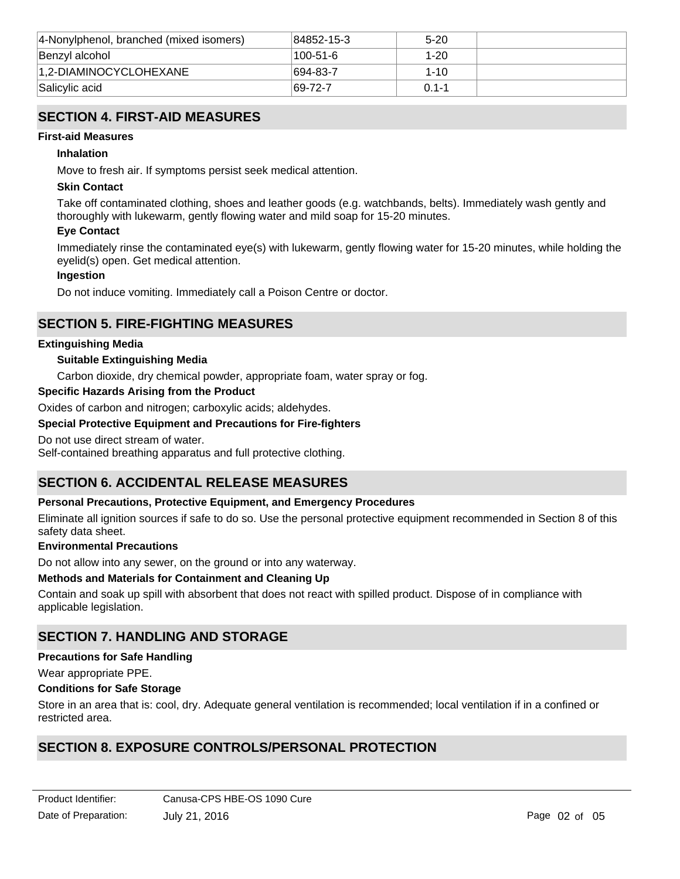| | | | |
|---|---|---|---|
| 4-Nonylphenol, branched (mixed isomers) | 84852-15-3 | 5-20 | |
| Benzyl alcohol | 100-51-6 | 1-20 | |
| 1,2-DIAMINOCYCLOHEXANE | 694-83-7 | 1-10 | |
| Salicylic acid | 69-72-7 | 0.1-1 | |

## SECTION 4. FIRST-AID MEASURES

**First-aid Measures**

**Inhalation**

Move to fresh air. If symptoms persist seek medical attention.

**Skin Contact**

Take off contaminated clothing, shoes and leather goods (e.g. watchbands, belts). Immediately wash gently and thoroughly with lukewarm, gently flowing water and mild soap for 15-20 minutes.

**Eye Contact**

Immediately rinse the contaminated eye(s) with lukewarm, gently flowing water for 15-20 minutes, while holding the eyelid(s) open. Get medical attention.

**Ingestion**

Do not induce vomiting. Immediately call a Poison Centre or doctor.

## SECTION 5. FIRE-FIGHTING MEASURES

**Extinguishing Media**

**Suitable Extinguishing Media**

Carbon dioxide, dry chemical powder, appropriate foam, water spray or fog.

**Specific Hazards Arising from the Product**

Oxides of carbon and nitrogen; carboxylic acids; aldehydes.

**Special Protective Equipment and Precautions for Fire-fighters**

Do not use direct stream of water.
Self-contained breathing apparatus and full protective clothing.

## SECTION 6. ACCIDENTAL RELEASE MEASURES

**Personal Precautions, Protective Equipment, and Emergency Procedures**

Eliminate all ignition sources if safe to do so. Use the personal protective equipment recommended in Section 8 of this safety data sheet.

**Environmental Precautions**

Do not allow into any sewer, on the ground or into any waterway.

**Methods and Materials for Containment and Cleaning Up**

Contain and soak up spill with absorbent that does not react with spilled product. Dispose of in compliance with applicable legislation.

## SECTION 7. HANDLING AND STORAGE

**Precautions for Safe Handling**

Wear appropriate PPE.

**Conditions for Safe Storage**

Store in an area that is: cool, dry. Adequate general ventilation is recommended; local ventilation if in a confined or restricted area.

## SECTION 8. EXPOSURE CONTROLS/PERSONAL PROTECTION

Product Identifier: Canusa-CPS HBE-OS 1090 Cure
Date of Preparation: July 21, 2016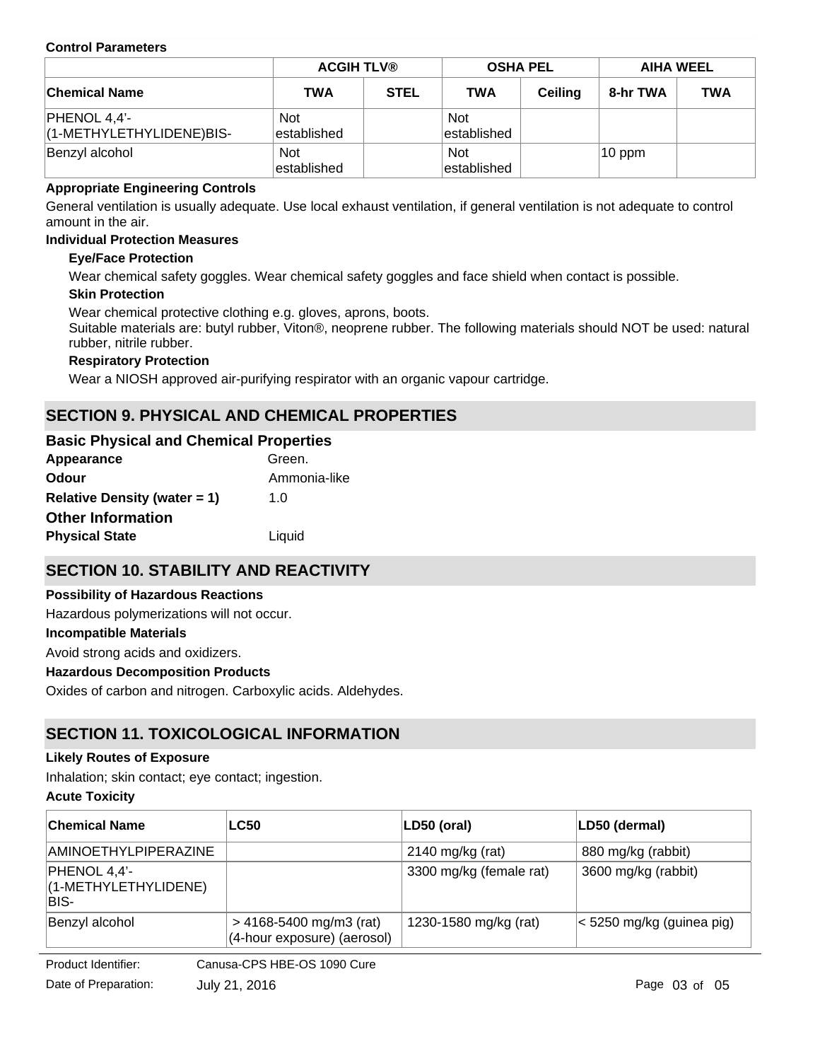**Control Parameters**

| | ACGIH TLV® | | OSHA PEL | | AIHA WEEL | |
|---|---|---|---|---|---|---|
| **Chemical Name** | **TWA** | **STEL** | **TWA** | **Ceiling** | **8-hr TWA** | **TWA** |
| PHENOL 4,4'-(1-METHYLETHYLIDENE)BIS- | Not established | | Not established | | | |
| Benzyl alcohol | Not established | | Not established | | 10 ppm | |

**Appropriate Engineering Controls**

General ventilation is usually adequate. Use local exhaust ventilation, if general ventilation is not adequate to control amount in the air.

**Individual Protection Measures**

**Eye/Face Protection**

Wear chemical safety goggles. Wear chemical safety goggles and face shield when contact is possible.

**Skin Protection**

Wear chemical protective clothing e.g. gloves, aprons, boots.
Suitable materials are: butyl rubber, Viton®, neoprene rubber. The following materials should NOT be used: natural rubber, nitrile rubber.

**Respiratory Protection**

Wear a NIOSH approved air-purifying respirator with an organic vapour cartridge.

## SECTION 9. PHYSICAL AND CHEMICAL PROPERTIES

### Basic Physical and Chemical Properties

**Appearance** Green.

**Odour** Ammonia-like

**Relative Density (water = 1)** 1.0

### Other Information

**Physical State** Liquid

## SECTION 10. STABILITY AND REACTIVITY

**Possibility of Hazardous Reactions**

Hazardous polymerizations will not occur.

**Incompatible Materials**

Avoid strong acids and oxidizers.

**Hazardous Decomposition Products**

Oxides of carbon and nitrogen. Carboxylic acids. Aldehydes.

## SECTION 11. TOXICOLOGICAL INFORMATION

**Likely Routes of Exposure**

Inhalation; skin contact; eye contact; ingestion.

**Acute Toxicity**

| Chemical Name | LC50 | LD50 (oral) | LD50 (dermal) |
|---|---|---|---|
| AMINOETHYLPIPERAZINE | | 2140 mg/kg (rat) | 880 mg/kg (rabbit) |
| PHENOL 4,4'-(1-METHYLETHYLIDENE) BIS- | | 3300 mg/kg (female rat) | 3600 mg/kg (rabbit) |
| Benzyl alcohol | > 4168-5400 mg/m3 (rat) (4-hour exposure) (aerosol) | 1230-1580 mg/kg (rat) | < 5250 mg/kg (guinea pig) |

Product Identifier: Canusa-CPS HBE-OS 1090 Cure

Date of Preparation: July 21, 2016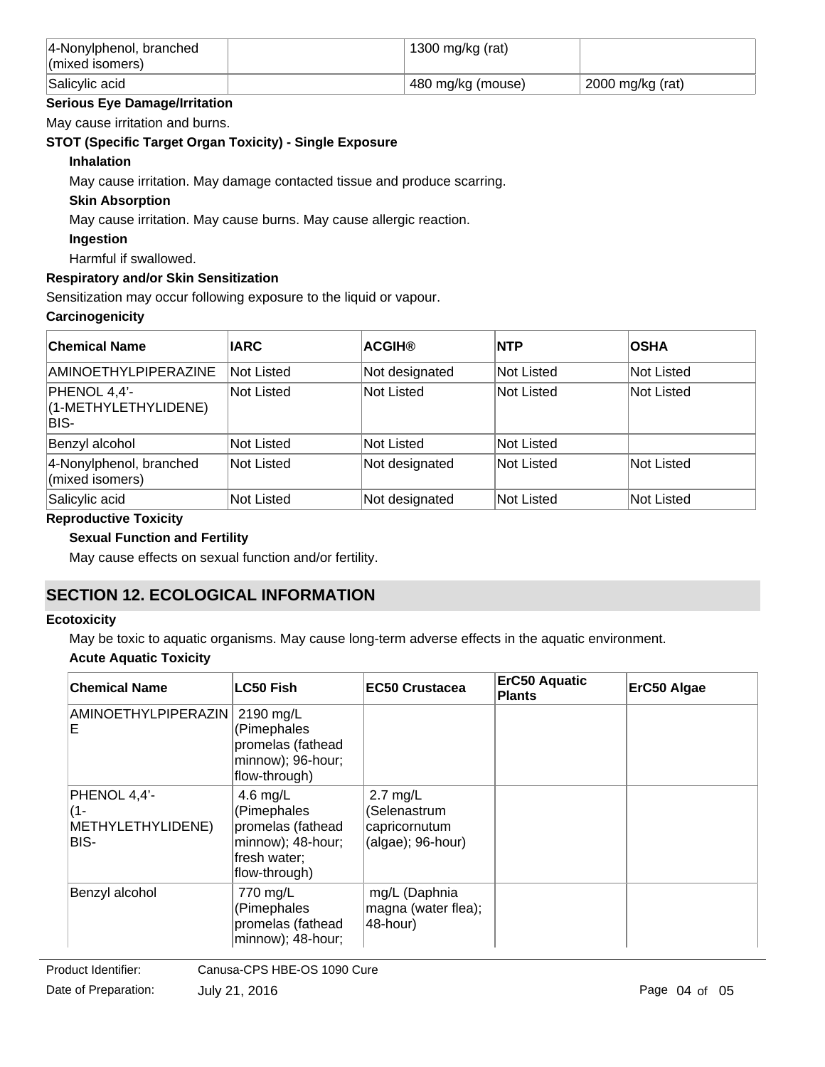| | | | |
|---|---|---|---|
| 4-Nonylphenol, branched (mixed isomers) | | 1300 mg/kg (rat) | |
| Salicylic acid | | 480 mg/kg (mouse) | 2000 mg/kg (rat) |

**Serious Eye Damage/Irritation**

May cause irritation and burns.

**STOT (Specific Target Organ Toxicity) - Single Exposure**

**Inhalation**

May cause irritation. May damage contacted tissue and produce scarring.

**Skin Absorption**

May cause irritation. May cause burns. May cause allergic reaction.

**Ingestion**

Harmful if swallowed.

**Respiratory and/or Skin Sensitization**

Sensitization may occur following exposure to the liquid or vapour.

**Carcinogenicity**

| Chemical Name | IARC | ACGIH® | NTP | OSHA |
|---|---|---|---|---|
| AMINOETHYLPIPERAZINE | Not Listed | Not designated | Not Listed | Not Listed |
| PHENOL 4,4'-(1-METHYLETHYLIDENE) BIS- | Not Listed | Not Listed | Not Listed | Not Listed |
| Benzyl alcohol | Not Listed | Not Listed | Not Listed | |
| 4-Nonylphenol, branched (mixed isomers) | Not Listed | Not designated | Not Listed | Not Listed |
| Salicylic acid | Not Listed | Not designated | Not Listed | Not Listed |

**Reproductive Toxicity**

**Sexual Function and Fertility**

May cause effects on sexual function and/or fertility.

## SECTION 12. ECOLOGICAL INFORMATION

**Ecotoxicity**

May be toxic to aquatic organisms. May cause long-term adverse effects in the aquatic environment.

**Acute Aquatic Toxicity**

| Chemical Name | LC50 Fish | EC50 Crustacea | ErC50 Aquatic Plants | ErC50 Algae |
|---|---|---|---|---|
| AMINOETHYLPIPERAZINE | 2190 mg/L (Pimephales promelas (fathead minnow); 96-hour; flow-through) | | | |
| PHENOL 4,4'-(1-METHYLETHYLIDENE) BIS- | 4.6 mg/L (Pimephales promelas (fathead minnow); 48-hour; fresh water; flow-through) | 2.7 mg/L (Selenastrum capricornutum (algae); 96-hour) | | |
| Benzyl alcohol | 770 mg/L (Pimephales promelas (fathead minnow); 48-hour; | mg/L (Daphnia magna (water flea); 48-hour) | | |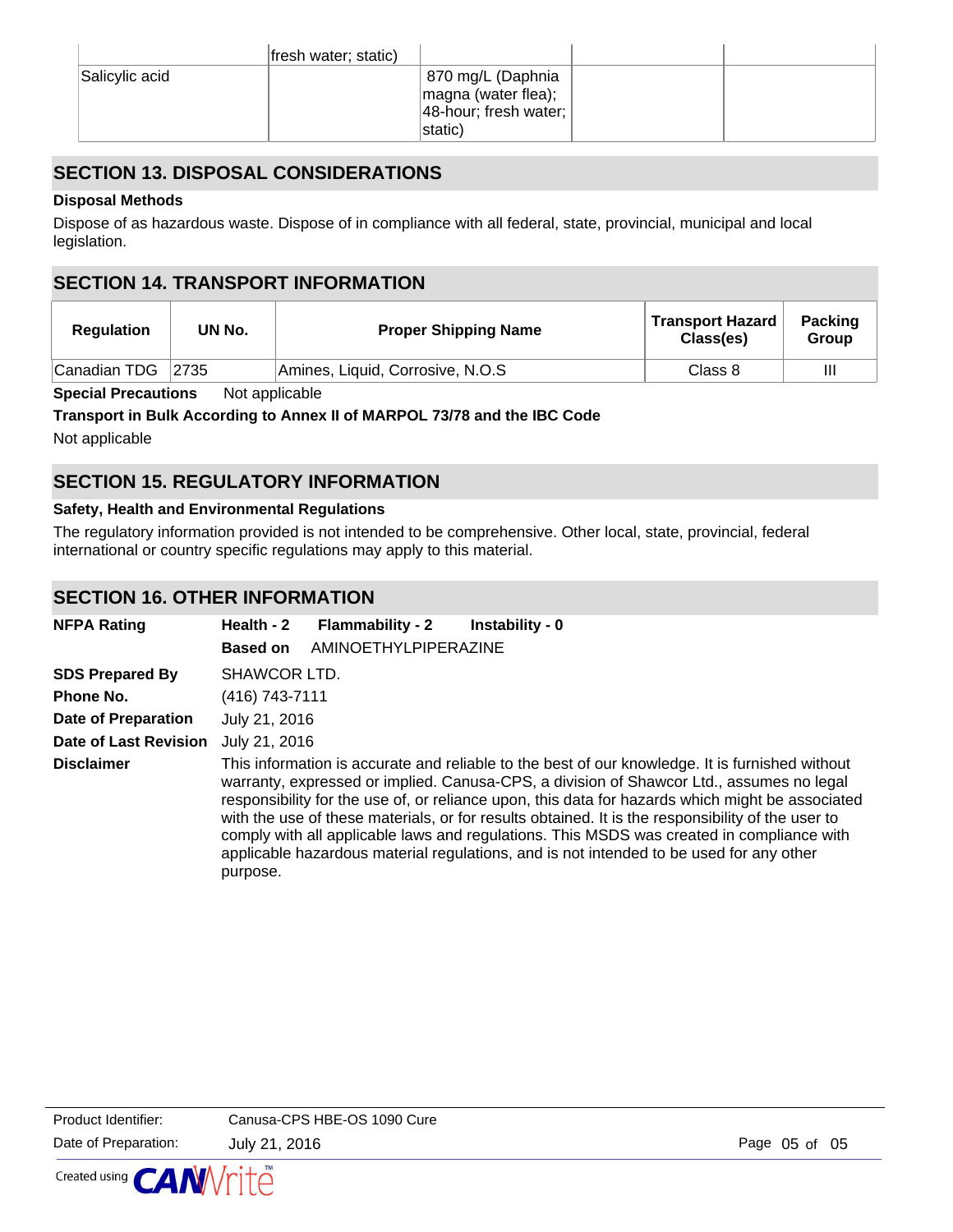| | | | | |
|---|---|---|---|---|
| | fresh water; static) | | | |
| Salicylic acid | | 870 mg/L (Daphnia magna (water flea); 48-hour; fresh water; static) | | |

## SECTION 13. DISPOSAL CONSIDERATIONS

**Disposal Methods**

Dispose of as hazardous waste. Dispose of in compliance with all federal, state, provincial, municipal and local legislation.

## SECTION 14. TRANSPORT INFORMATION

| Regulation | UN No. | Proper Shipping Name | Transport Hazard Class(es) | Packing Group |
|---|---|---|---|---|
| Canadian TDG | 2735 | Amines, Liquid, Corrosive, N.O.S | Class 8 | III |

**Special Precautions** Not applicable

**Transport in Bulk According to Annex II of MARPOL 73/78 and the IBC Code**

Not applicable

## SECTION 15. REGULATORY INFORMATION

**Safety, Health and Environmental Regulations**

The regulatory information provided is not intended to be comprehensive. Other local, state, provincial, federal international or country specific regulations may apply to this material.

## SECTION 16. OTHER INFORMATION

**NFPA Rating** **Health - 2** **Flammability - 2** **Instability - 0**

**Based on** AMINOETHYLPIPERAZINE

**SDS Prepared By** SHAWCOR LTD.

**Phone No.** (416) 743-7111

**Date of Preparation** July 21, 2016

**Date of Last Revision** July 21, 2016

**Disclaimer** This information is accurate and reliable to the best of our knowledge. It is furnished without warranty, expressed or implied. Canusa-CPS, a division of Shawcor Ltd., assumes no legal responsibility for the use of, or reliance upon, this data for hazards which might be associated with the use of these materials, or for results obtained. It is the responsibility of the user to comply with all applicable laws and regulations. This MSDS was created in compliance with applicable hazardous material regulations, and is not intended to be used for any other purpose.